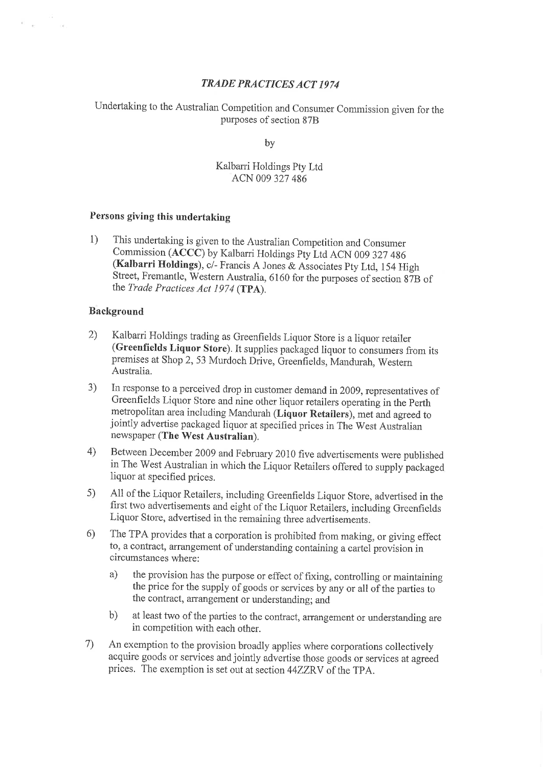# *TRADE PRACTICES ACT 1974*

Undertaking to the Australian Competition and Consumer Commission given for the purposes of section 87B

by

Kalbarri Holdings Pty Ltd
ACN 009 327 486

## Persons giving this undertaking

1) This undertaking is given to the Australian Competition and Consumer Commission (**ACCC**) by Kalbarri Holdings Pty Ltd ACN 009 327 486 (**Kalbarri Holdings**), c/- Francis A Jones & Associates Pty Ltd, 154 High Street, Fremantle, Western Australia, 6160 for the purposes of section 87B of the *Trade Practices Act 1974* (**TPA**).

## Background

2) Kalbarri Holdings trading as Greenfields Liquor Store is a liquor retailer (**Greenfields Liquor Store**). It supplies packaged liquor to consumers from its premises at Shop 2, 53 Murdoch Drive, Greenfields, Mandurah, Western Australia.

3) In response to a perceived drop in customer demand in 2009, representatives of Greenfields Liquor Store and nine other liquor retailers operating in the Perth metropolitan area including Mandurah (**Liquor Retailers**), met and agreed to jointly advertise packaged liquor at specified prices in The West Australian newspaper (**The West Australian**).

4) Between December 2009 and February 2010 five advertisements were published in The West Australian in which the Liquor Retailers offered to supply packaged liquor at specified prices.

5) All of the Liquor Retailers, including Greenfields Liquor Store, advertised in the first two advertisements and eight of the Liquor Retailers, including Greenfields Liquor Store, advertised in the remaining three advertisements.

6) The TPA provides that a corporation is prohibited from making, or giving effect to, a contract, arrangement of understanding containing a cartel provision in circumstances where:

   a) the provision has the purpose or effect of fixing, controlling or maintaining the price for the supply of goods or services by any or all of the parties to the contract, arrangement or understanding; and

   b) at least two of the parties to the contract, arrangement or understanding are in competition with each other.

7) An exemption to the provision broadly applies where corporations collectively acquire goods or services and jointly advertise those goods or services at agreed prices. The exemption is set out at section 44ZZRV of the TPA.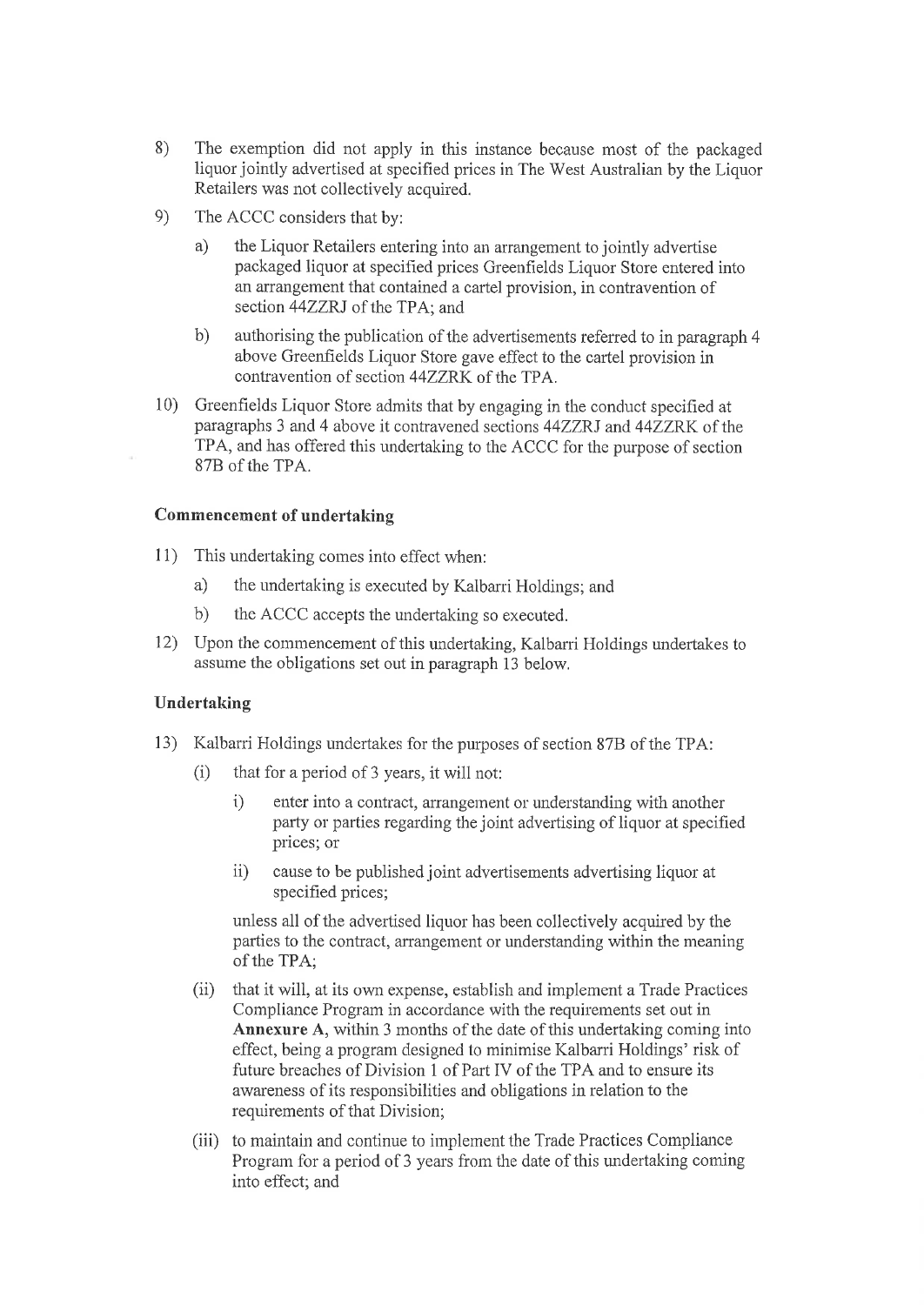8) The exemption did not apply in this instance because most of the packaged liquor jointly advertised at specified prices in The West Australian by the Liquor Retailers was not collectively acquired.

9) The ACCC considers that by:

   a) the Liquor Retailers entering into an arrangement to jointly advertise packaged liquor at specified prices Greenfields Liquor Store entered into an arrangement that contained a cartel provision, in contravention of section 44ZZRJ of the TPA; and

   b) authorising the publication of the advertisements referred to in paragraph 4 above Greenfields Liquor Store gave effect to the cartel provision in contravention of section 44ZZRK of the TPA.

10) Greenfields Liquor Store admits that by engaging in the conduct specified at paragraphs 3 and 4 above it contravened sections 44ZZRJ and 44ZZRK of the TPA, and has offered this undertaking to the ACCC for the purpose of section 87B of the TPA.

**Commencement of undertaking**

11) This undertaking comes into effect when:

   a) the undertaking is executed by Kalbarri Holdings; and

   b) the ACCC accepts the undertaking so executed.

12) Upon the commencement of this undertaking, Kalbarri Holdings undertakes to assume the obligations set out in paragraph 13 below.

**Undertaking**

13) Kalbarri Holdings undertakes for the purposes of section 87B of the TPA:

   (i) that for a period of 3 years, it will not:

      i) enter into a contract, arrangement or understanding with another party or parties regarding the joint advertising of liquor at specified prices; or

      ii) cause to be published joint advertisements advertising liquor at specified prices;

   unless all of the advertised liquor has been collectively acquired by the parties to the contract, arrangement or understanding within the meaning of the TPA;

   (ii) that it will, at its own expense, establish and implement a Trade Practices Compliance Program in accordance with the requirements set out in **Annexure A**, within 3 months of the date of this undertaking coming into effect, being a program designed to minimise Kalbarri Holdings' risk of future breaches of Division 1 of Part IV of the TPA and to ensure its awareness of its responsibilities and obligations in relation to the requirements of that Division;

   (iii) to maintain and continue to implement the Trade Practices Compliance Program for a period of 3 years from the date of this undertaking coming into effect; and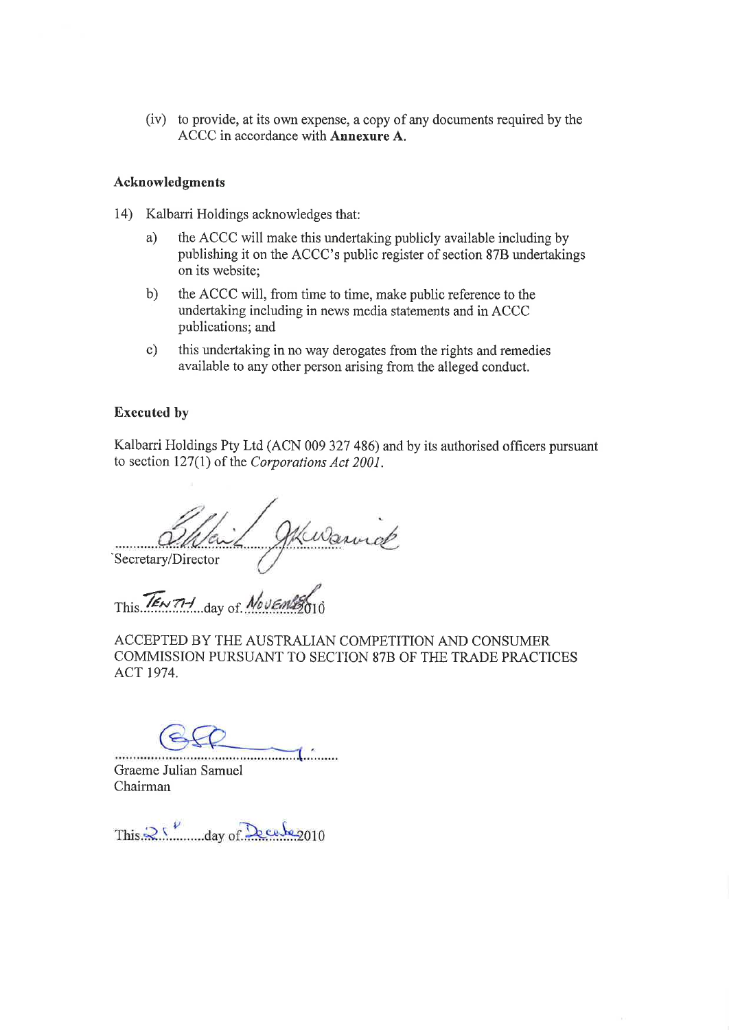(iv) to provide, at its own expense, a copy of any documents required by the ACCC in accordance with **Annexure A**.

**Acknowledgments**

14) Kalbarri Holdings acknowledges that:

a) the ACCC will make this undertaking publicly available including by publishing it on the ACCC's public register of section 87B undertakings on its website;

b) the ACCC will, from time to time, make public reference to the undertaking including in news media statements and in ACCC publications; and

c) this undertaking in no way derogates from the rights and remedies available to any other person arising from the alleged conduct.

**Executed by**

Kalbarri Holdings Pty Ltd (ACN 009 327 486) and by its authorised officers pursuant to section 127(1) of the *Corporations Act 2001*.

...............................................

Secretary/Director

This TENTH day of NOVEMBER 2010

ACCEPTED BY THE AUSTRALIAN COMPETITION AND CONSUMER COMMISSION PURSUANT TO SECTION 87B OF THE TRADE PRACTICES ACT 1974.

...............................................

Graeme Julian Samuel
Chairman

This 21st day of December 2010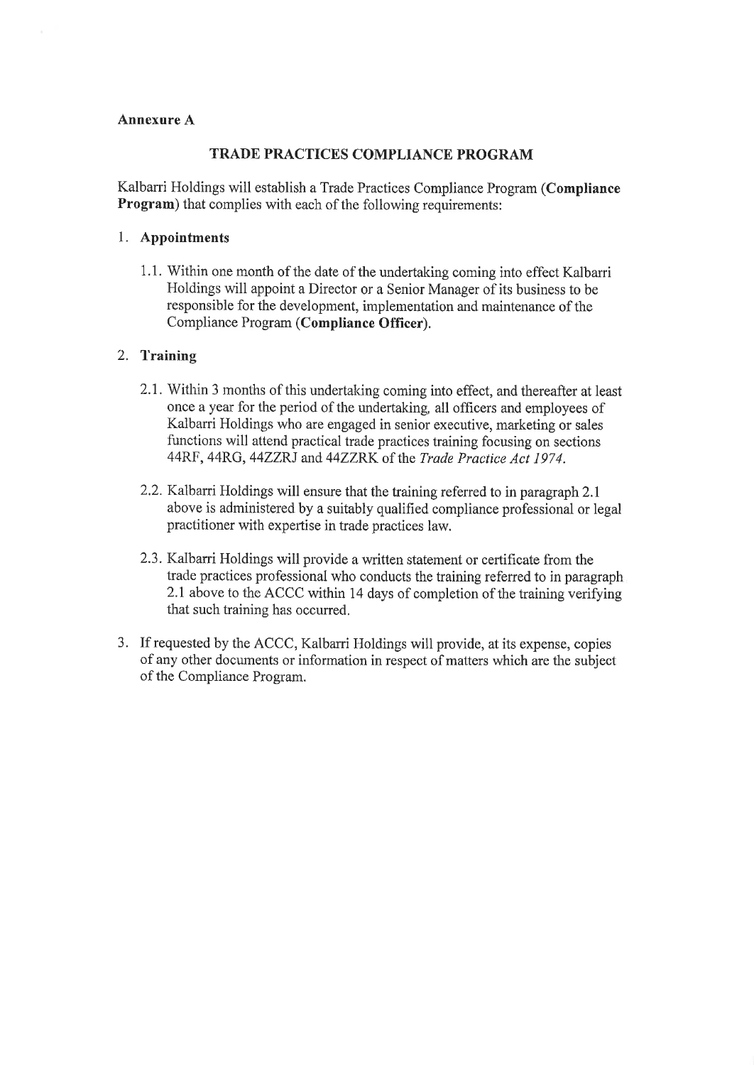**Annexure A**

## TRADE PRACTICES COMPLIANCE PROGRAM

Kalbarri Holdings will establish a Trade Practices Compliance Program (**Compliance Program**) that complies with each of the following requirements:

1. **Appointments**

   1.1. Within one month of the date of the undertaking coming into effect Kalbarri Holdings will appoint a Director or a Senior Manager of its business to be responsible for the development, implementation and maintenance of the Compliance Program (**Compliance Officer**).

2. **Training**

   2.1. Within 3 months of this undertaking coming into effect, and thereafter at least once a year for the period of the undertaking, all officers and employees of Kalbarri Holdings who are engaged in senior executive, marketing or sales functions will attend practical trade practices training focusing on sections 44RF, 44RG, 44ZZRJ and 44ZZRK of the *Trade Practice Act 1974*.

   2.2. Kalbarri Holdings will ensure that the training referred to in paragraph 2.1 above is administered by a suitably qualified compliance professional or legal practitioner with expertise in trade practices law.

   2.3. Kalbarri Holdings will provide a written statement or certificate from the trade practices professional who conducts the training referred to in paragraph 2.1 above to the ACCC within 14 days of completion of the training verifying that such training has occurred.

3. If requested by the ACCC, Kalbarri Holdings will provide, at its expense, copies of any other documents or information in respect of matters which are the subject of the Compliance Program.